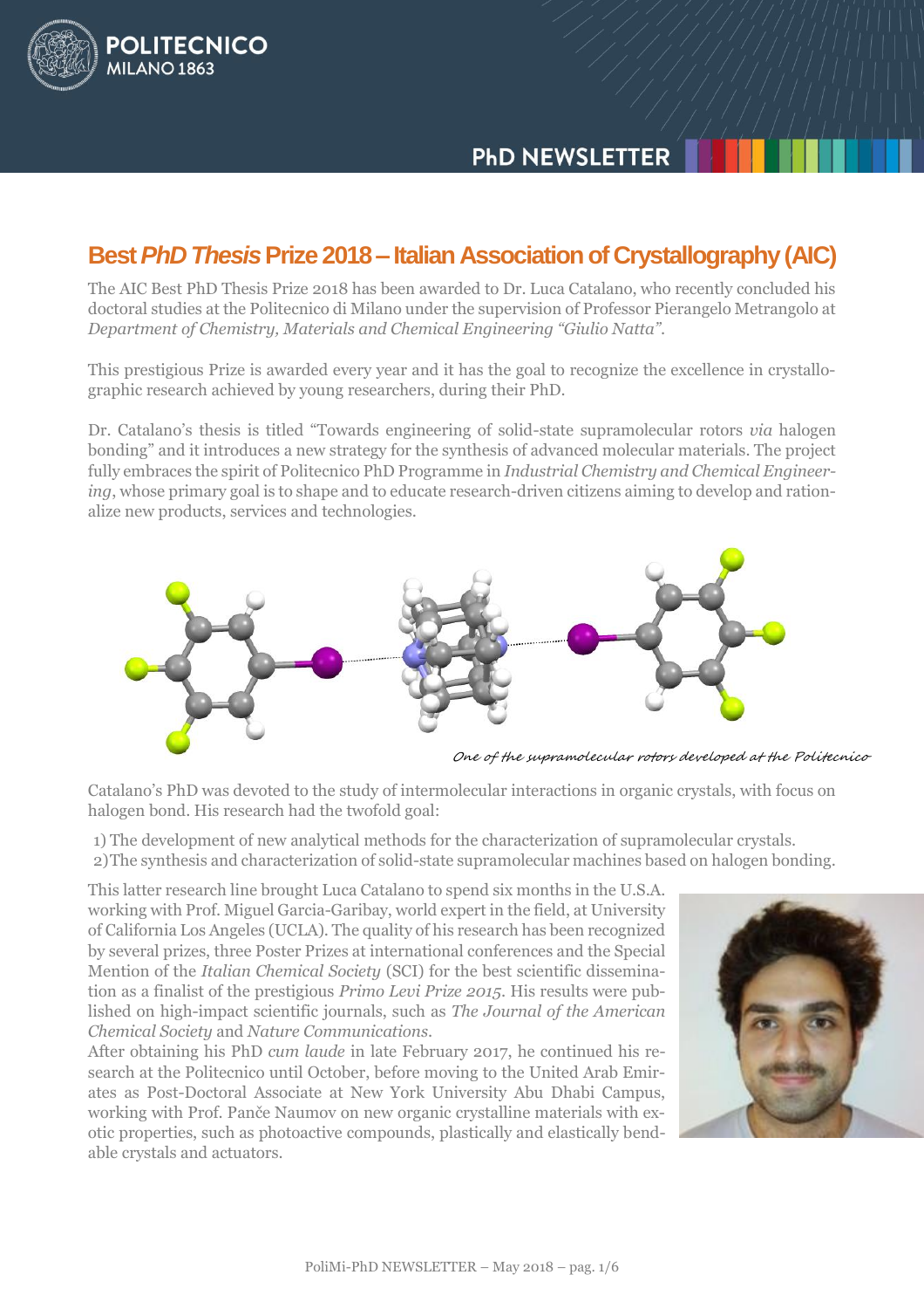# Best *PhD Thesis* Prize 2018 – Italian Association of Crystallography (AIC)

The AIC Best PhD Thesis Prize 2018 has been awarded to Dr. Luca Catalano, who recently concluded his doctoral studies at the Politecnico di Milano under the supervision of Professor Pierangelo Metrangolo at *Department of Chemistry, Materials and Chemical Engineering "Giulio Natta"*.

This prestigious Prize is awarded every year and it has the goal to recognize the excellence in crystallographic research achieved by young researchers, during their PhD.

Dr. Catalano's thesis is titled "Towards engineering of solid-state supramolecular rotors *via* halogen bonding" and it introduces a new strategy for the synthesis of advanced molecular materials. The project fully embraces the spirit of Politecnico PhD Programme in *Industrial Chemistry and Chemical Engineering*, whose primary goal is to shape and to educate research-driven citizens aiming to develop and rationalize new products, services and technologies.

*One of the supramolecular rotors developed at the Politecnico*

Catalano's PhD was devoted to the study of intermolecular interactions in organic crystals, with focus on halogen bond. His research had the twofold goal:

1) The development of new analytical methods for the characterization of supramolecular crystals.
2) The synthesis and characterization of solid-state supramolecular machines based on halogen bonding.

This latter research line brought Luca Catalano to spend six months in the U.S.A. working with Prof. Miguel Garcia-Garibay, world expert in the field, at University of California Los Angeles (UCLA). The quality of his research has been recognized by several prizes, three Poster Prizes at international conferences and the Special Mention of the *Italian Chemical Society* (SCI) for the best scientific dissemination as a finalist of the prestigious *Primo Levi Prize 2015*. His results were published on high-impact scientific journals, such as *The Journal of the American Chemical Society* and *Nature Communications*.
After obtaining his PhD *cum laude* in late February 2017, he continued his research at the Politecnico until October, before moving to the United Arab Emirates as Post-Doctoral Associate at New York University Abu Dhabi Campus, working with Prof. Panče Naumov on new organic crystalline materials with exotic properties, such as photoactive compounds, plastically and elastically bendable crystals and actuators.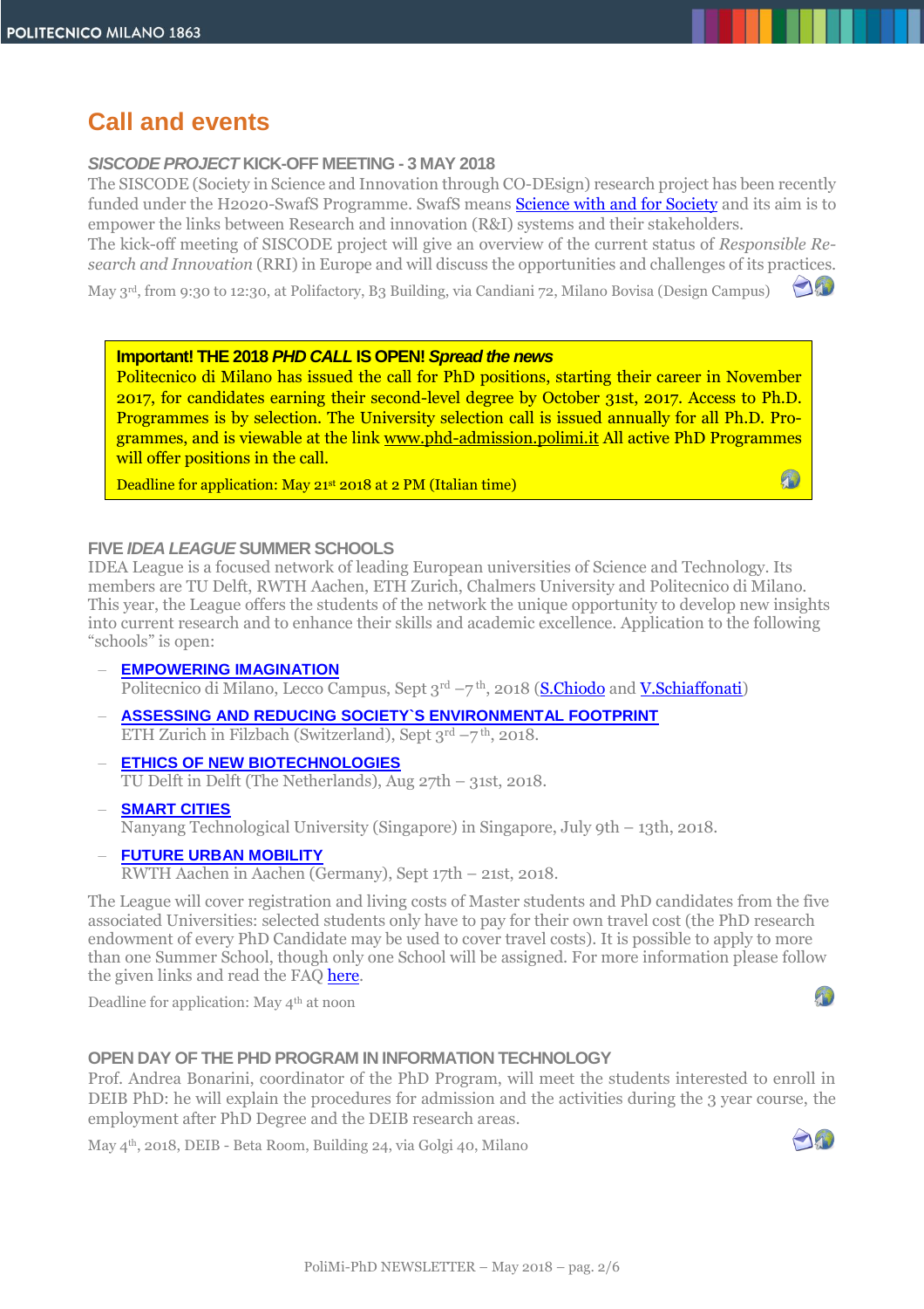# Call and events

### *SISCODE PROJECT* KICK-OFF MEETING - 3 MAY 2018

The SISCODE (Society in Science and Innovation through CO-DEsign) research project has been recently funded under the H2020-SwafS Programme. SwafS means Science with and for Society and its aim is to empower the links between Research and innovation (R&I) systems and their stakeholders.
The kick-off meeting of SISCODE project will give an overview of the current status of *Responsible Research and Innovation* (RRI) in Europe and will discuss the opportunities and challenges of its practices.

May 3rd, from 9:30 to 12:30, at Polifactory, B3 Building, via Candiani 72, Milano Bovisa (Design Campus)

**Important! THE 2018 *PHD CALL* IS OPEN! *Spread the news***
Politecnico di Milano has issued the call for PhD positions, starting their career in November 2017, for candidates earning their second-level degree by October 31st, 2017. Access to Ph.D. Programmes is by selection. The University selection call is issued annually for all Ph.D. Programmes, and is viewable at the link www.phd-admission.polimi.it All active PhD Programmes will offer positions in the call.

Deadline for application: May 21st 2018 at 2 PM (Italian time)

### FIVE *IDEA LEAGUE* SUMMER SCHOOLS

IDEA League is a focused network of leading European universities of Science and Technology. Its members are TU Delft, RWTH Aachen, ETH Zurich, Chalmers University and Politecnico di Milano. This year, the League offers the students of the network the unique opportunity to develop new insights into current research and to enhance their skills and academic excellence. Application to the following "schools" is open:

- **EMPOWERING IMAGINATION**
  Politecnico di Milano, Lecco Campus, Sept 3rd –7th, 2018 (S.Chiodo and V.Schiaffonati)
- **ASSESSING AND REDUCING SOCIETY`S ENVIRONMENTAL FOOTPRINT**
  ETH Zurich in Filzbach (Switzerland), Sept 3rd –7th, 2018.
- **ETHICS OF NEW BIOTECHNOLOGIES**
  TU Delft in Delft (The Netherlands), Aug 27th – 31st, 2018.
- **SMART CITIES**
  Nanyang Technological University (Singapore) in Singapore, July 9th – 13th, 2018.
- **FUTURE URBAN MOBILITY**
  RWTH Aachen in Aachen (Germany), Sept 17th – 21st, 2018.

The League will cover registration and living costs of Master students and PhD candidates from the five associated Universities: selected students only have to pay for their own travel cost (the PhD research endowment of every PhD Candidate may be used to cover travel costs). It is possible to apply to more than one Summer School, though only one School will be assigned. For more information please follow the given links and read the FAQ here.

Deadline for application: May 4th at noon

### OPEN DAY OF THE PHD PROGRAM IN INFORMATION TECHNOLOGY

Prof. Andrea Bonarini, coordinator of the PhD Program, will meet the students interested to enroll in DEIB PhD: he will explain the procedures for admission and the activities during the 3 year course, the employment after PhD Degree and the DEIB research areas.

May 4th, 2018, DEIB - Beta Room, Building 24, via Golgi 40, Milano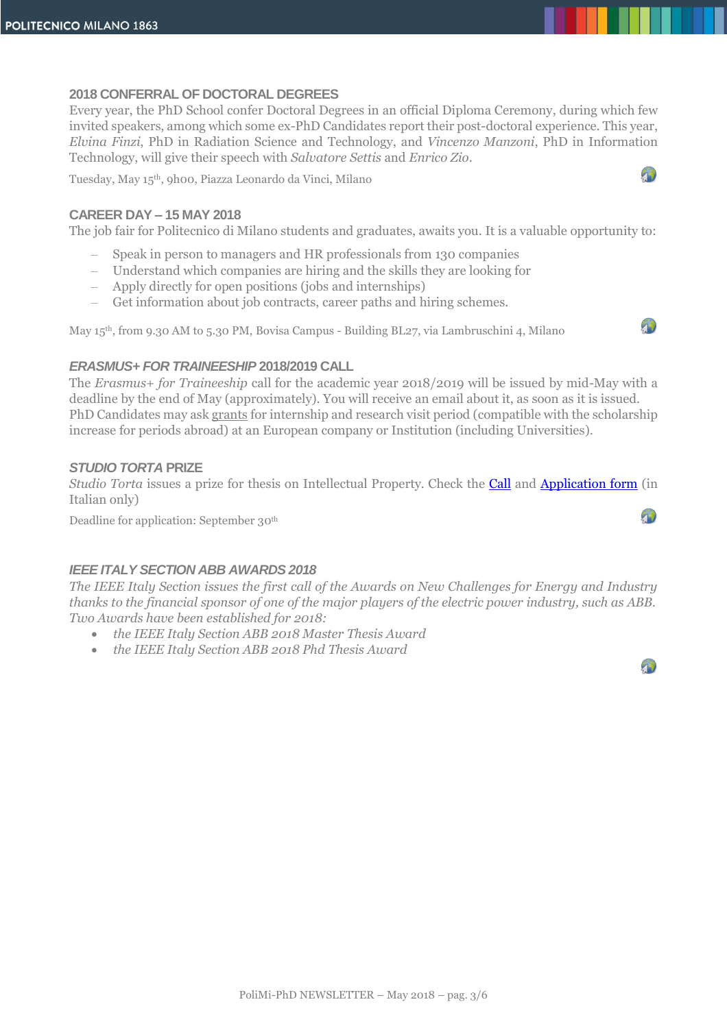## 2018 CONFERRAL OF DOCTORAL DEGREES

Every year, the PhD School confer Doctoral Degrees in an official Diploma Ceremony, during which few invited speakers, among which some ex-PhD Candidates report their post-doctoral experience. This year, *Elvina Finzi*, PhD in Radiation Science and Technology, and *Vincenzo Manzoni*, PhD in Information Technology, will give their speech with *Salvatore Settis* and *Enrico Zio*.

Tuesday, May 15th, 9h00, Piazza Leonardo da Vinci, Milano

## CAREER DAY – 15 MAY 2018

The job fair for Politecnico di Milano students and graduates, awaits you. It is a valuable opportunity to:

- Speak in person to managers and HR professionals from 130 companies
- Understand which companies are hiring and the skills they are looking for
- Apply directly for open positions (jobs and internships)
- Get information about job contracts, career paths and hiring schemes.

May 15th, from 9.30 AM to 5.30 PM, Bovisa Campus - Building BL27, via Lambruschini 4, Milano

## *ERASMUS+ FOR TRAINEESHIP* 2018/2019 CALL

The *Erasmus+ for Traineeship* call for the academic year 2018/2019 will be issued by mid-May with a deadline by the end of May (approximately). You will receive an email about it, as soon as it is issued. PhD Candidates may ask grants for internship and research visit period (compatible with the scholarship increase for periods abroad) at an European company or Institution (including Universities).

## *STUDIO TORTA* PRIZE

*Studio Torta* issues a prize for thesis on Intellectual Property. Check the Call and Application form (in Italian only)

Deadline for application: September 30th

## *IEEE ITALY SECTION ABB AWARDS 2018*

*The IEEE Italy Section issues the first call of the Awards on New Challenges for Energy and Industry thanks to the financial sponsor of one of the major players of the electric power industry, such as ABB. Two Awards have been established for 2018:*

- *the IEEE Italy Section ABB 2018 Master Thesis Award*
- *the IEEE Italy Section ABB 2018 Phd Thesis Award*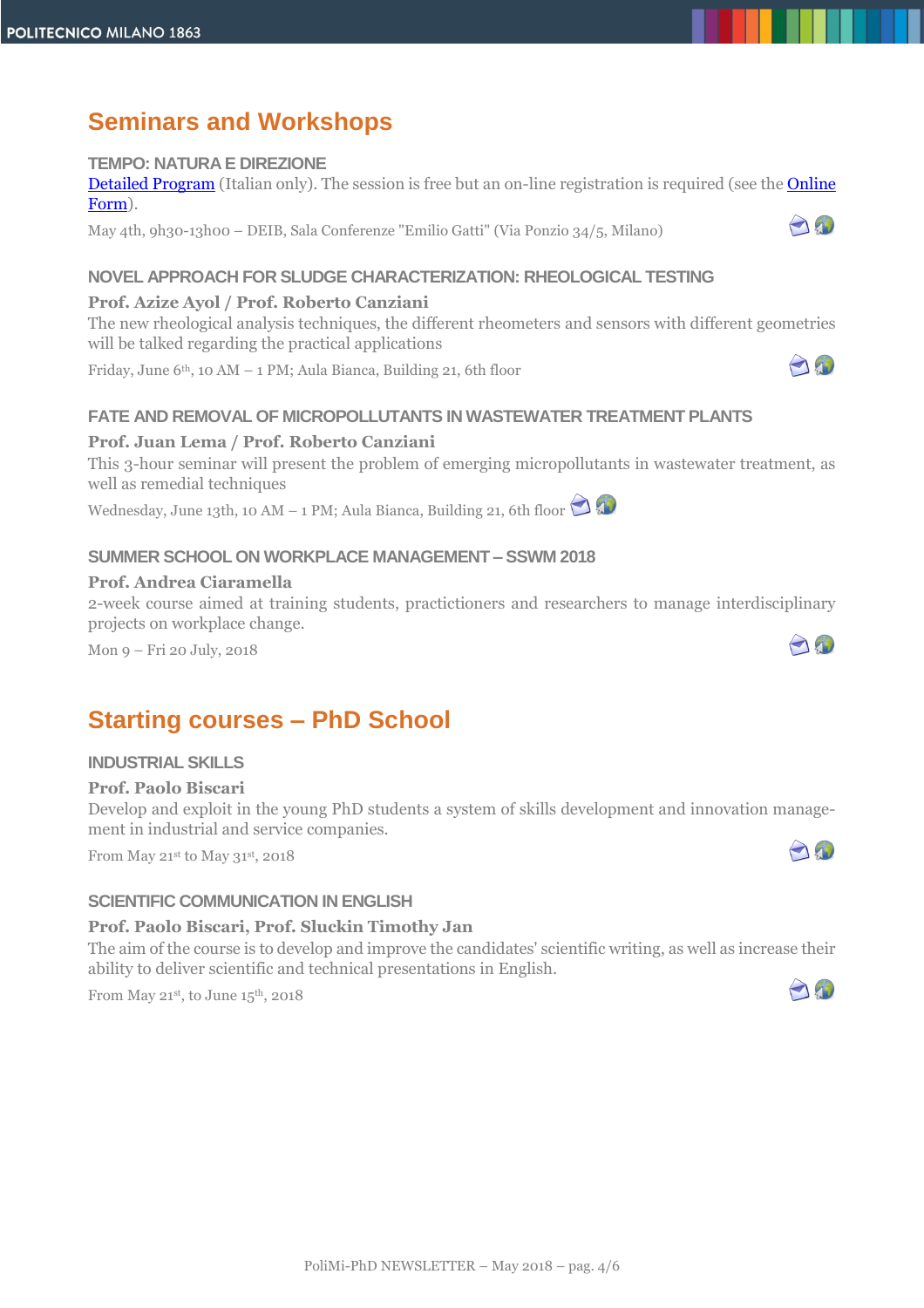## Seminars and Workshops

### TEMPO: NATURA E DIREZIONE

[Detailed Program] (Italian only). The session is free but an on-line registration is required (see the [Online Form]).

May 4th, 9h30-13h00 – DEIB, Sala Conferenze "Emilio Gatti" (Via Ponzio 34/5, Milano)

### NOVEL APPROACH FOR SLUDGE CHARACTERIZATION: RHEOLOGICAL TESTING

**Prof. Azize Ayol / Prof. Roberto Canziani**

The new rheological analysis techniques, the different rheometers and sensors with different geometries will be talked regarding the practical applications

Friday, June 6th, 10 AM – 1 PM; Aula Bianca, Building 21, 6th floor

### FATE AND REMOVAL OF MICROPOLLUTANTS IN WASTEWATER TREATMENT PLANTS

**Prof. Juan Lema / Prof. Roberto Canziani**

This 3-hour seminar will present the problem of emerging micropollutants in wastewater treatment, as well as remedial techniques

Wednesday, June 13th, 10 AM – 1 PM; Aula Bianca, Building 21, 6th floor

### SUMMER SCHOOL ON WORKPLACE MANAGEMENT – SSWM 2018

**Prof. Andrea Ciaramella**

2-week course aimed at training students, practictioners and researchers to manage interdisciplinary projects on workplace change.

Mon 9 – Fri 20 July, 2018

## Starting courses – PhD School

### INDUSTRIAL SKILLS

**Prof. Paolo Biscari**

Develop and exploit in the young PhD students a system of skills development and innovation management in industrial and service companies.

From May 21st to May 31st, 2018

### SCIENTIFIC COMMUNICATION IN ENGLISH

**Prof. Paolo Biscari, Prof. Sluckin Timothy Jan**

The aim of the course is to develop and improve the candidates' scientific writing, as well as increase their ability to deliver scientific and technical presentations in English.

From May 21st, to June 15th, 2018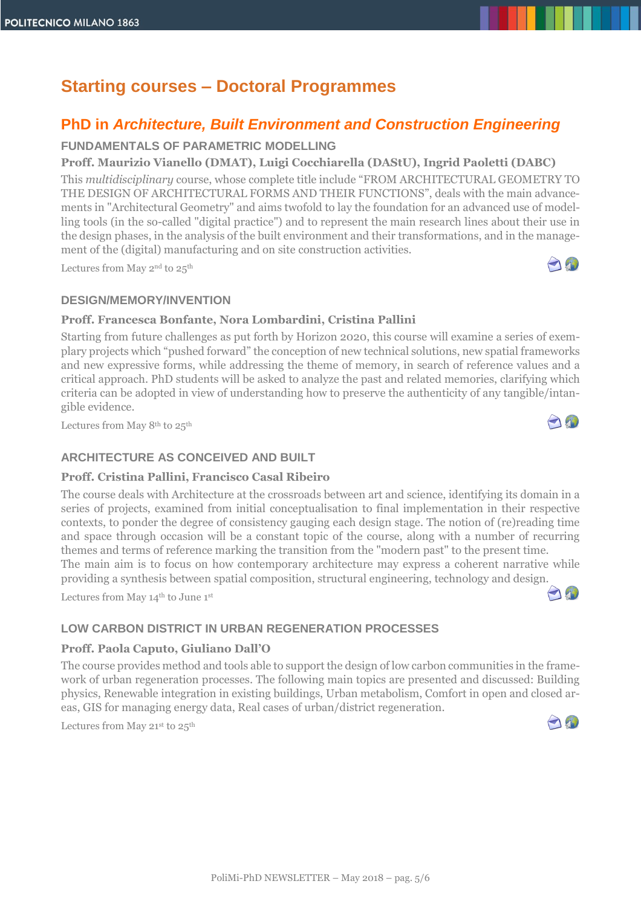# Starting courses – Doctoral Programmes

## PhD in *Architecture, Built Environment and Construction Engineering*

### FUNDAMENTALS OF PARAMETRIC MODELLING

**Proff. Maurizio Vianello (DMAT), Luigi Cocchiarella (DAStU), Ingrid Paoletti (DABC)**

This *multidisciplinary* course, whose complete title include "FROM ARCHITECTURAL GEOMETRY TO THE DESIGN OF ARCHITECTURAL FORMS AND THEIR FUNCTIONS", deals with the main advancements in "Architectural Geometry" and aims twofold to lay the foundation for an advanced use of modelling tools (in the so-called "digital practice") and to represent the main research lines about their use in the design phases, in the analysis of the built environment and their transformations, and in the management of the (digital) manufacturing and on site construction activities.

Lectures from May 2nd to 25th

### DESIGN/MEMORY/INVENTION

**Proff. Francesca Bonfante, Nora Lombardini, Cristina Pallini**

Starting from future challenges as put forth by Horizon 2020, this course will examine a series of exemplary projects which "pushed forward" the conception of new technical solutions, new spatial frameworks and new expressive forms, while addressing the theme of memory, in search of reference values and a critical approach. PhD students will be asked to analyze the past and related memories, clarifying which criteria can be adopted in view of understanding how to preserve the authenticity of any tangible/intangible evidence.

Lectures from May 8th to 25th

### ARCHITECTURE AS CONCEIVED AND BUILT

**Proff. Cristina Pallini, Francisco Casal Ribeiro**

The course deals with Architecture at the crossroads between art and science, identifying its domain in a series of projects, examined from initial conceptualisation to final implementation in their respective contexts, to ponder the degree of consistency gauging each design stage. The notion of (re)reading time and space through occasion will be a constant topic of the course, along with a number of recurring themes and terms of reference marking the transition from the "modern past" to the present time.

The main aim is to focus on how contemporary architecture may express a coherent narrative while providing a synthesis between spatial composition, structural engineering, technology and design.

Lectures from May 14th to June 1st

### LOW CARBON DISTRICT IN URBAN REGENERATION PROCESSES

**Proff. Paola Caputo, Giuliano Dall'O**

The course provides method and tools able to support the design of low carbon communities in the framework of urban regeneration processes. The following main topics are presented and discussed: Building physics, Renewable integration in existing buildings, Urban metabolism, Comfort in open and closed areas, GIS for managing energy data, Real cases of urban/district regeneration.

Lectures from May 21st to 25th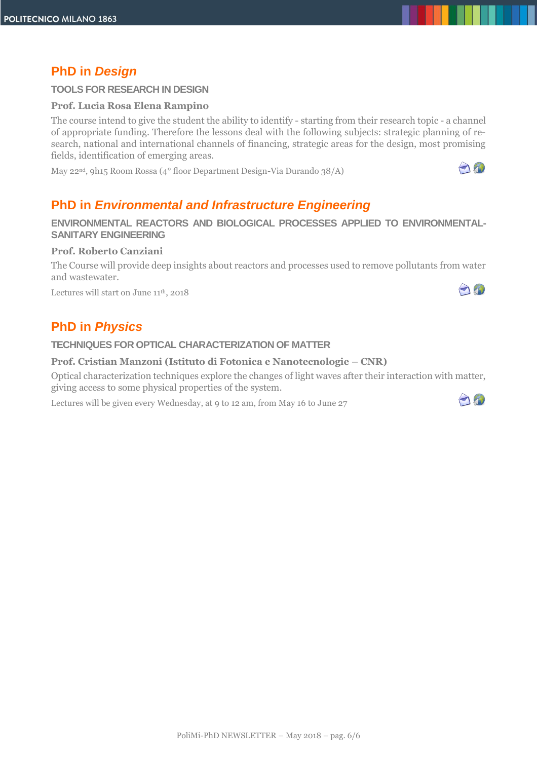## PhD in *Design*

### TOOLS FOR RESEARCH IN DESIGN

**Prof. Lucia Rosa Elena Rampino**

The course intend to give the student the ability to identify - starting from their research topic - a channel of appropriate funding. Therefore the lessons deal with the following subjects: strategic planning of research, national and international channels of financing, strategic areas for the design, most promising fields, identification of emerging areas.

May 22nd, 9h15 Room Rossa (4° floor Department Design-Via Durando 38/A)

## PhD in *Environmental and Infrastructure Engineering*

### ENVIRONMENTAL REACTORS AND BIOLOGICAL PROCESSES APPLIED TO ENVIRONMENTAL-SANITARY ENGINEERING

**Prof. Roberto Canziani**

The Course will provide deep insights about reactors and processes used to remove pollutants from water and wastewater.

Lectures will start on June 11th, 2018

## PhD in *Physics*

### TECHNIQUES FOR OPTICAL CHARACTERIZATION OF MATTER

**Prof. Cristian Manzoni (Istituto di Fotonica e Nanotecnologie – CNR)**

Optical characterization techniques explore the changes of light waves after their interaction with matter, giving access to some physical properties of the system.

Lectures will be given every Wednesday, at 9 to 12 am, from May 16 to June 27